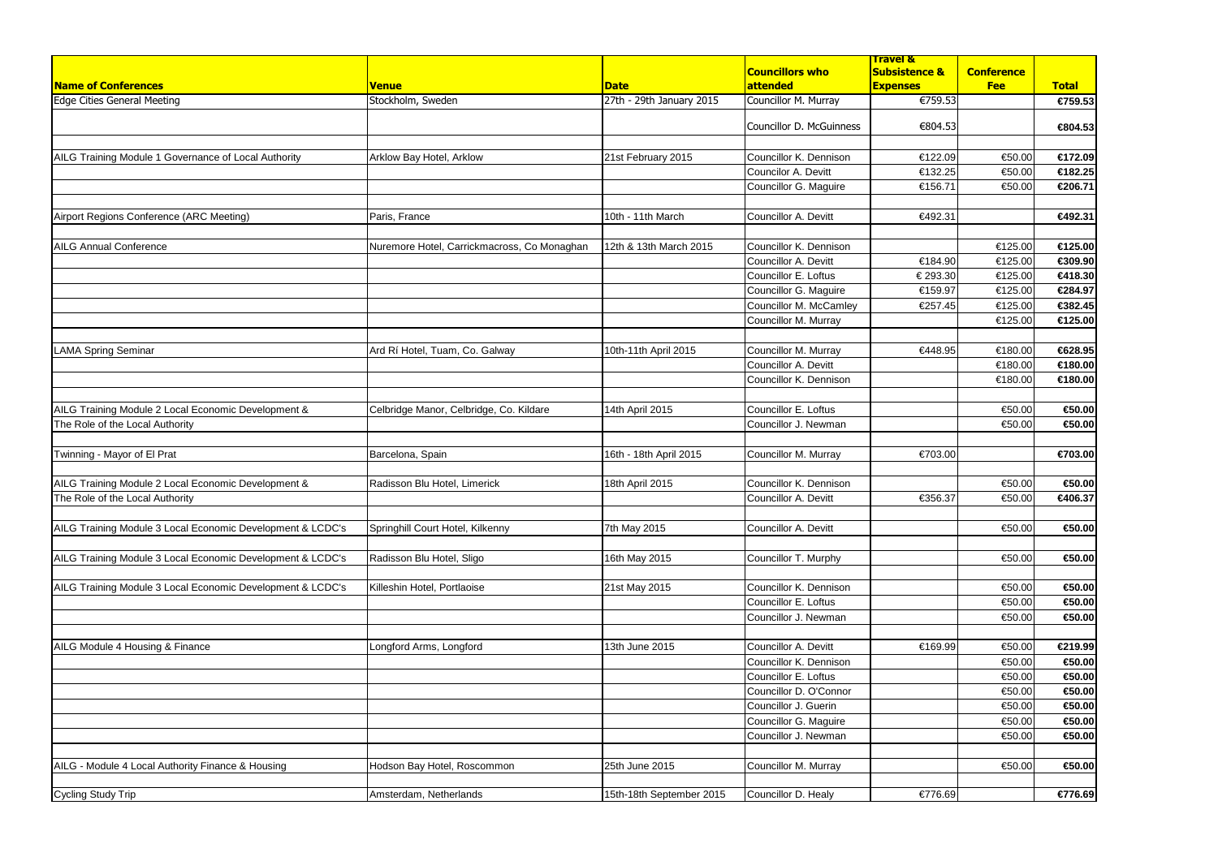| Name of Conferences | Venue | Date | Councillors who attended | Travel & Subsistence & Expenses | Conference Fee | Total |
|---|---|---|---|---|---|---|
| Edge Cities General Meeting | Stockholm, Sweden | 27th - 29th January 2015 | Councillor M. Murray | €759.53 | | €759.53 |
| | | | Councillor D. McGuinness | €804.53 | | €804.53 |
| | | | | | | |
| AILG Training Module 1 Governance of Local Authority | Arklow Bay Hotel, Arklow | 21st February 2015 | Councillor K. Dennison | €122.09 | €50.00 | €172.09 |
| | | | Councilor A. Devitt | €132.25 | €50.00 | €182.25 |
| | | | Councillor G. Maguire | €156.71 | €50.00 | €206.71 |
| | | | | | | |
| Airport Regions Conference (ARC Meeting) | Paris, France | 10th - 11th March | Councillor A. Devitt | €492.31 | | €492.31 |
| | | | | | | |
| AILG Annual Conference | Nuremore Hotel, Carrickmacross, Co Monaghan | 12th & 13th March 2015 | Councillor K. Dennison | | €125.00 | €125.00 |
| | | | Councillor A. Devitt | €184.90 | €125.00 | €309.90 |
| | | | Councillor E. Loftus | € 293.30 | €125.00 | €418.30 |
| | | | Councillor G. Maguire | €159.97 | €125.00 | €284.97 |
| | | | Councillor M. McCamley | €257.45 | €125.00 | €382.45 |
| | | | Councillor M. Murray | | €125.00 | €125.00 |
| | | | | | | |
| LAMA Spring Seminar | Ard Rí Hotel, Tuam, Co. Galway | 10th-11th April 2015 | Councillor M. Murray | €448.95 | €180.00 | €628.95 |
| | | | Councillor A. Devitt | | €180.00 | €180.00 |
| | | | Councillor K. Dennison | | €180.00 | €180.00 |
| | | | | | | |
| AILG Training Module 2 Local Economic Development & | Celbridge Manor, Celbridge, Co. Kildare | 14th April 2015 | Councillor E. Loftus | | €50.00 | €50.00 |
| The Role of the Local Authority | | | Councillor J. Newman | | €50.00 | €50.00 |
| | | | | | | |
| Twinning - Mayor of El Prat | Barcelona, Spain | 16th - 18th April 2015 | Councillor M. Murray | €703.00 | | €703.00 |
| | | | | | | |
| AILG Training Module 2 Local Economic Development & | Radisson Blu Hotel, Limerick | 18th April 2015 | Councillor K. Dennison | | €50.00 | €50.00 |
| The Role of the Local Authority | | | Councilor A. Devitt | €356.37 | €50.00 | €406.37 |
| | | | | | | |
| AILG Training Module 3 Local Economic Development & LCDC's | Springhill Court Hotel, Kilkenny | 7th May 2015 | Councillor A. Devitt | | €50.00 | €50.00 |
| | | | | | | |
| AILG Training Module 3 Local Economic Development & LCDC's | Radisson Blu Hotel, Sligo | 16th May 2015 | Councillor T. Murphy | | €50.00 | €50.00 |
| | | | | | | |
| AILG Training Module 3 Local Economic Development & LCDC's | Killeshin Hotel, Portlaoise | 21st May 2015 | Councillor K. Dennison | | €50.00 | €50.00 |
| | | | Councillor E. Loftus | | €50.00 | €50.00 |
| | | | Councillor J. Newman | | €50.00 | €50.00 |
| | | | | | | |
| AILG Module 4 Housing & Finance | Longford Arms, Longford | 13th June 2015 | Councillor A. Devitt | €169.99 | €50.00 | €219.99 |
| | | | Councillor K. Dennison | | €50.00 | €50.00 |
| | | | Councillor E. Loftus | | €50.00 | €50.00 |
| | | | Councillor D. O'Connor | | €50.00 | €50.00 |
| | | | Councillor J. Guerin | | €50.00 | €50.00 |
| | | | Councillor G. Maguire | | €50.00 | €50.00 |
| | | | Councillor J. Newman | | €50.00 | €50.00 |
| | | | | | | |
| AILG - Module 4 Local Authority Finance & Housing | Hodson Bay Hotel, Roscommon | 25th June 2015 | Councillor M. Murray | | €50.00 | €50.00 |
| | | | | | | |
| Cycling Study Trip | Amsterdam, Netherlands | 15th-18th September 2015 | Councillor D. Healy | €776.69 | | €776.69 |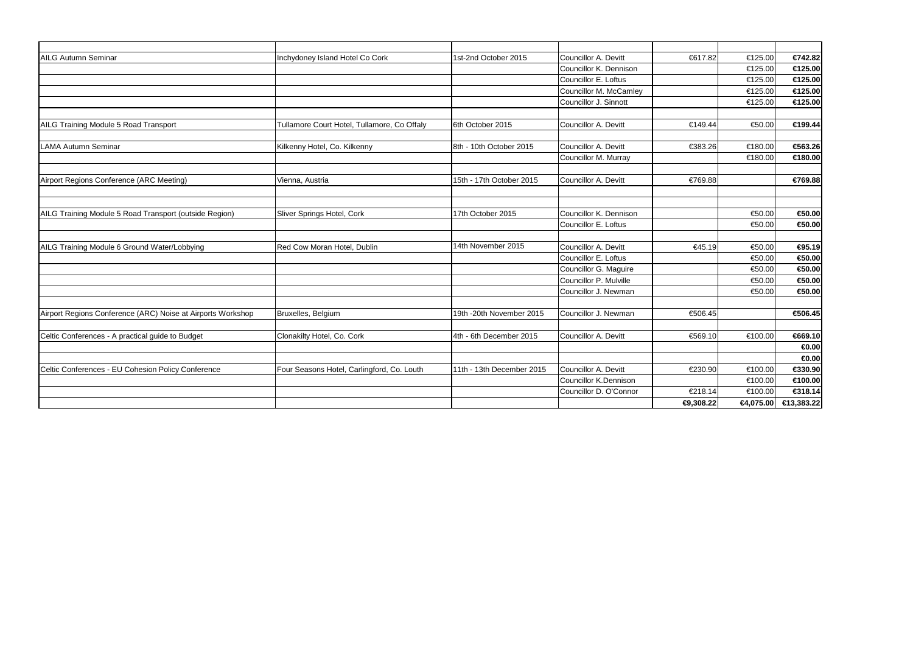| | | | | | | |
|---|---|---|---|---|---|---|
| AILG Autumn Seminar | Inchydoney Island Hotel Co Cork | 1st-2nd October 2015 | Councillor A. Devitt | €617.82 | €125.00 | **€742.82** |
| | | | Councillor K. Dennison | | €125.00 | **€125.00** |
| | | | Councillor E. Loftus | | €125.00 | **€125.00** |
| | | | Councillor M. McCamley | | €125.00 | **€125.00** |
| | | | Councillor J. Sinnott | | €125.00 | **€125.00** |
| | | | | | | |
| AILG Training Module 5 Road Transport | Tullamore Court Hotel, Tullamore, Co Offaly | 6th October 2015 | Councillor A. Devitt | €149.44 | €50.00 | **€199.44** |
| | | | | | | |
| LAMA Autumn Seminar | Kilkenny Hotel, Co. Kilkenny | 8th - 10th October 2015 | Councillor A. Devitt | €383.26 | €180.00 | **€563.26** |
| | | | Councillor M. Murray | | €180.00 | **€180.00** |
| | | | | | | |
| Airport Regions Conference (ARC Meeting) | Vienna, Austria | 15th - 17th October 2015 | Councillor A. Devitt | €769.88 | | **€769.88** |
| | | | | | | |
| | | | | | | |
| AILG Training Module 5 Road Transport (outside Region) | Sliver Springs Hotel, Cork | 17th October 2015 | Councillor K. Dennison | | €50.00 | **€50.00** |
| | | | Councillor E. Loftus | | €50.00 | **€50.00** |
| | | | | | | |
| AILG Training Module 6 Ground Water/Lobbying | Red Cow Moran Hotel, Dublin | 14th November 2015 | Councillor A. Devitt | €45.19 | €50.00 | **€95.19** |
| | | | Councillor E. Loftus | | €50.00 | **€50.00** |
| | | | Councillor G. Maguire | | €50.00 | **€50.00** |
| | | | Councillor P. Mulville | | €50.00 | **€50.00** |
| | | | Councillor J. Newman | | €50.00 | **€50.00** |
| | | | | | | |
| Airport Regions Conference (ARC) Noise at Airports Workshop | Bruxelles, Belgium | 19th -20th November 2015 | Councillor J. Newman | €506.45 | | **€506.45** |
| | | | | | | |
| Celtic Conferences - A practical guide to Budget | Clonakilty Hotel, Co. Cork | 4th - 6th December 2015 | Councillor A. Devitt | €569.10 | €100.00 | **€669.10** |
| | | | | | | **€0.00** |
| | | | | | | **€0.00** |
| Celtic Conferences - EU Cohesion Policy Conference | Four Seasons Hotel, Carlingford, Co. Louth | 11th - 13th December 2015 | Councillor A. Devitt | €230.90 | €100.00 | **€330.90** |
| | | | Councillor K.Dennison | | €100.00 | **€100.00** |
| | | | Councillor D. O'Connor | €218.14 | €100.00 | **€318.14** |
| | | | | **€9,308.22** | **€4,075.00** | **€13,383.22** |